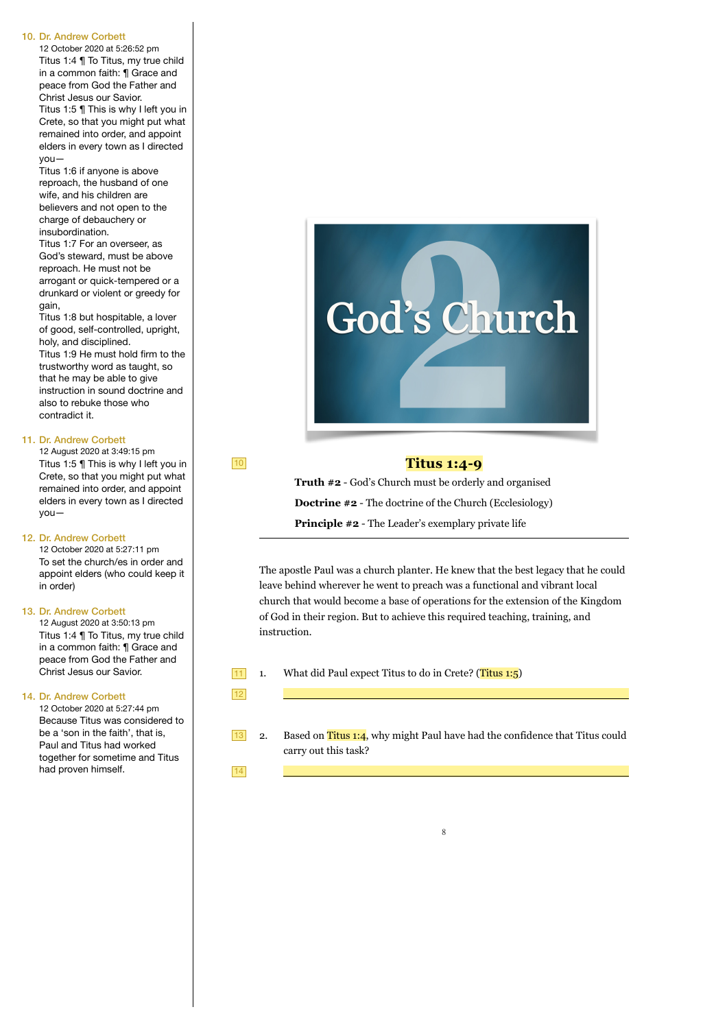10. Dr. Andrew Corbett
12 October 2020 at 5:26:52 pm
Titus 1:4 ¶ To Titus, my true child in a common faith: ¶ Grace and peace from God the Father and Christ Jesus our Savior.
Titus 1:5 ¶ This is why I left you in Crete, so that you might put what remained into order, and appoint elders in every town as I directed you—
Titus 1:6 if anyone is above reproach, the husband of one wife, and his children are believers and not open to the charge of debauchery or insubordination.
Titus 1:7 For an overseer, as God's steward, must be above reproach. He must not be arrogant or quick-tempered or a drunkard or violent or greedy for gain,
Titus 1:8 but hospitable, a lover of good, self-controlled, upright, holy, and disciplined.
Titus 1:9 He must hold firm to the trustworthy word as taught, so that he may be able to give instruction in sound doctrine and also to rebuke those who contradict it.

11. Dr. Andrew Corbett
12 August 2020 at 3:49:15 pm
Titus 1:5 ¶ This is why I left you in Crete, so that you might put what remained into order, and appoint elders in every town as I directed you—

12. Dr. Andrew Corbett
12 October 2020 at 5:27:11 pm
To set the church/es in order and appoint elders (who could keep it in order)

13. Dr. Andrew Corbett
12 August 2020 at 3:50:13 pm
Titus 1:4 ¶ To Titus, my true child in a common faith: ¶ Grace and peace from God the Father and Christ Jesus our Savior.

14. Dr. Andrew Corbett
12 October 2020 at 5:27:44 pm
Because Titus was considered to be a 'son in the faith', that is, Paul and Titus had worked together for sometime and Titus had proven himself.

God's Church 2

## Titus 1:4-9

**Truth #2** - God's Church must be orderly and organised

**Doctrine #2** - The doctrine of the Church (Ecclesiology)

**Principle #2** - The Leader's exemplary private life

---

The apostle Paul was a church planter. He knew that the best legacy that he could leave behind wherever he went to preach was a functional and vibrant local church that would become a base of operations for the extension of the Kingdom of God in their region. But to achieve this required teaching, training, and instruction.

1. What did Paul expect Titus to do in Crete? (Titus 1:5)

   ____________________

2. Based on Titus 1:4, why might Paul have had the confidence that Titus could carry out this task?

   ____________________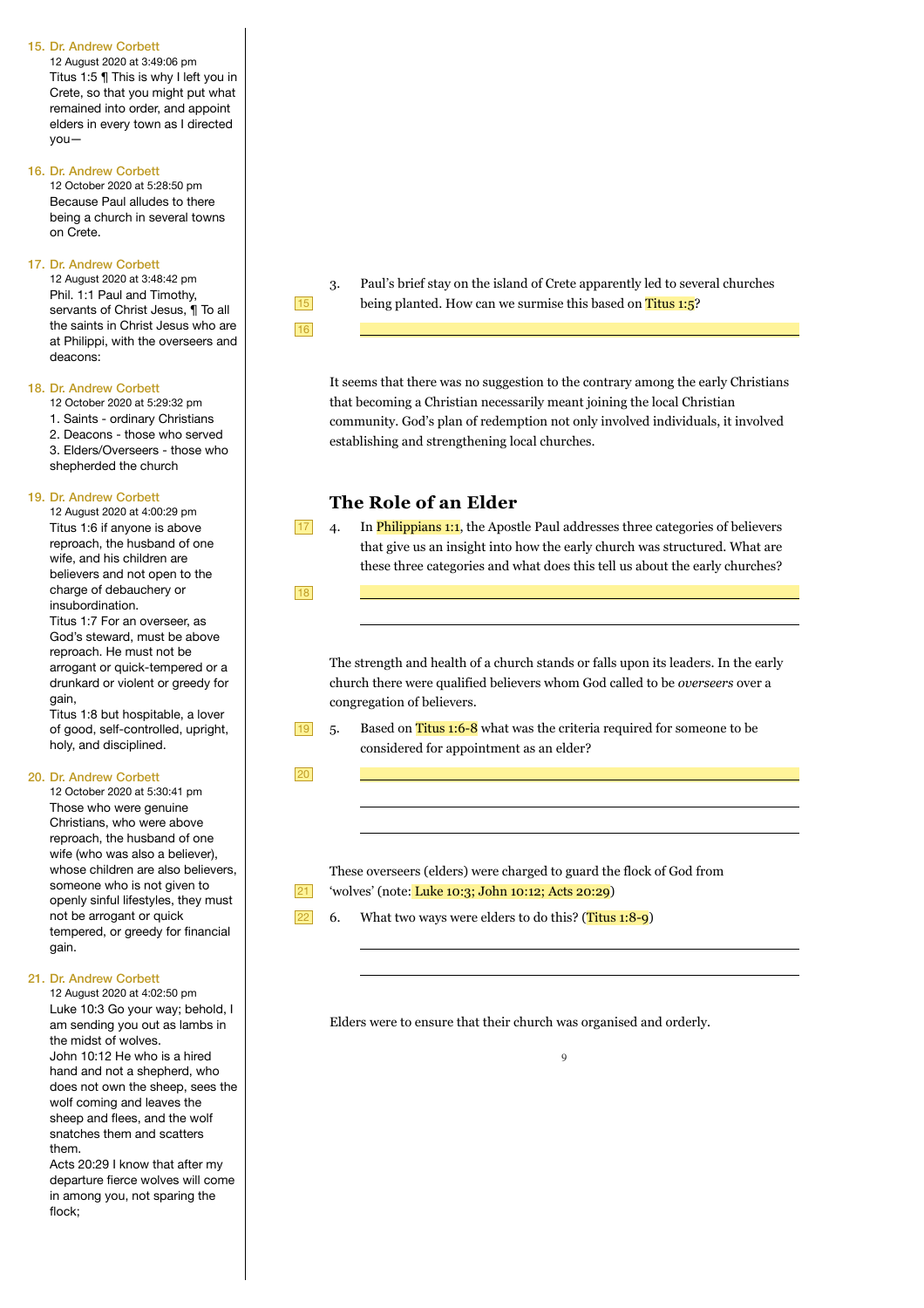3. Paul's brief stay on the island of Crete apparently led to several churches being planted. How can we surmise this based on Titus 1:5?

It seems that there was no suggestion to the contrary among the early Christians that becoming a Christian necessarily meant joining the local Christian community. God's plan of redemption not only involved individuals, it involved establishing and strengthening local churches.

## The Role of an Elder

4. In Philippians 1:1, the Apostle Paul addresses three categories of believers that give us an insight into how the early church was structured. What are these three categories and what does this tell us about the early churches?

The strength and health of a church stands or falls upon its leaders. In the early church there were qualified believers whom God called to be *overseers* over a congregation of believers.

5. Based on Titus 1:6-8 what was the criteria required for someone to be considered for appointment as an elder?

These overseers (elders) were charged to guard the flock of God from 'wolves' (note: Luke 10:3; John 10:12; Acts 20:29)

6. What two ways were elders to do this? (Titus 1:8-9)

Elders were to ensure that their church was organised and orderly.

---

**15. Dr. Andrew Corbett**
12 August 2020 at 3:49:06 pm
Titus 1:5 ¶ This is why I left you in Crete, so that you might put what remained into order, and appoint elders in every town as I directed you—

**16. Dr. Andrew Corbett**
12 October 2020 at 5:28:50 pm
Because Paul alludes to there being a church in several towns on Crete.

**17. Dr. Andrew Corbett**
12 August 2020 at 3:48:42 pm
Phil. 1:1 Paul and Timothy, servants of Christ Jesus, ¶ To all the saints in Christ Jesus who are at Philippi, with the overseers and deacons:

**18. Dr. Andrew Corbett**
12 October 2020 at 5:29:32 pm
1. Saints - ordinary Christians
2. Deacons - those who served
3. Elders/Overseers - those who shepherded the church

**19. Dr. Andrew Corbett**
12 August 2020 at 4:00:29 pm
Titus 1:6 if anyone is above reproach, the husband of one wife, and his children are believers and not open to the charge of debauchery or insubordination.
Titus 1:7 For an overseer, as God's steward, must be above reproach. He must not be arrogant or quick-tempered or a drunkard or violent or greedy for gain,
Titus 1:8 but hospitable, a lover of good, self-controlled, upright, holy, and disciplined.

**20. Dr. Andrew Corbett**
12 October 2020 at 5:30:41 pm
Those who were genuine Christians, who were above reproach, the husband of one wife (who was also a believer), whose children are also believers, someone who is not given to openly sinful lifestyles, they must not be arrogant or quick tempered, or greedy for financial gain.

**21. Dr. Andrew Corbett**
12 August 2020 at 4:02:50 pm
Luke 10:3 Go your way; behold, I am sending you out as lambs in the midst of wolves.
John 10:12 He who is a hired hand and not a shepherd, who does not own the sheep, sees the wolf coming and leaves the sheep and flees, and the wolf snatches them and scatters them.
Acts 20:29 I know that after my departure fierce wolves will come in among you, not sparing the flock;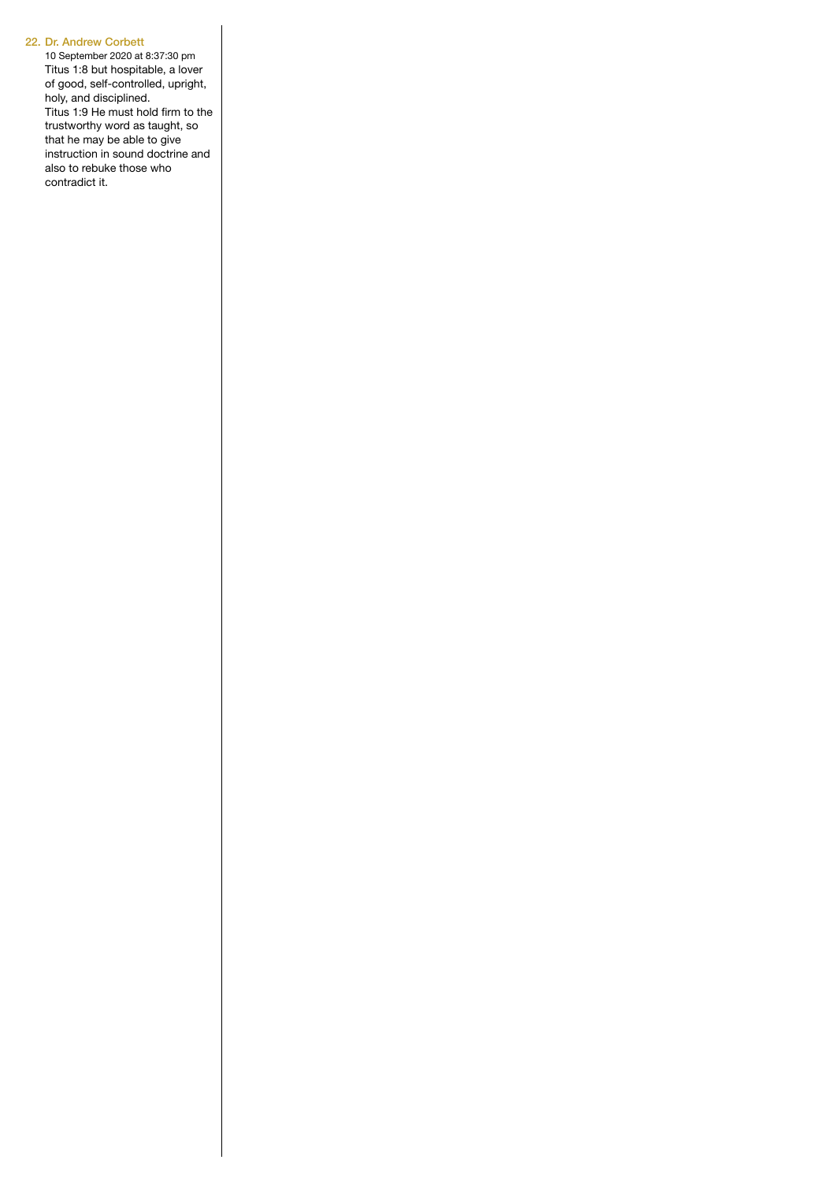22. Dr. Andrew Corbett

10 September 2020 at 8:37:30 pm

Titus 1:8 but hospitable, a lover of good, self-controlled, upright, holy, and disciplined.
Titus 1:9 He must hold firm to the trustworthy word as taught, so that he may be able to give instruction in sound doctrine and also to rebuke those who contradict it.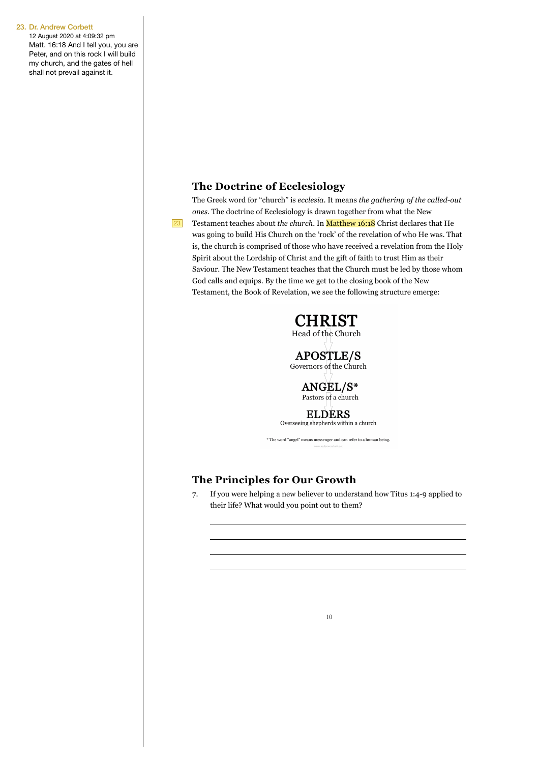23. Dr. Andrew Corbett
12 August 2020 at 4:09:32 pm
Matt. 16:18 And I tell you, you are Peter, and on this rock I will build my church, and the gates of hell shall not prevail against it.

## The Doctrine of Ecclesiology

The Greek word for "church" is *ecclesia*. It means *the gathering of the called-out ones*. The doctrine of Ecclesiology is drawn together from what the New Testament teaches about *the church*. In Matthew 16:18 Christ declares that He was going to build His Church on the 'rock' of the revelation of who He was. That is, the church is comprised of those who have received a revelation from the Holy Spirit about the Lordship of Christ and the gift of faith to trust Him as their Saviour. The New Testament teaches that the Church must be led by those whom God calls and equips. By the time we get to the closing book of the New Testament, the Book of Revelation, we see the following structure emerge:

**CHRIST**
Head of the Church

**APOSTLE/S**
Governors of the Church

**ANGEL/S***
Pastors of a church

**ELDERS**
Overseeing shepherds within a church

* The word "angel" means messenger and can refer to a human being.

## The Principles for Our Growth

7. If you were helping a new believer to understand how Titus 1:4-9 applied to their life? What would you point out to them?

___

___

___

___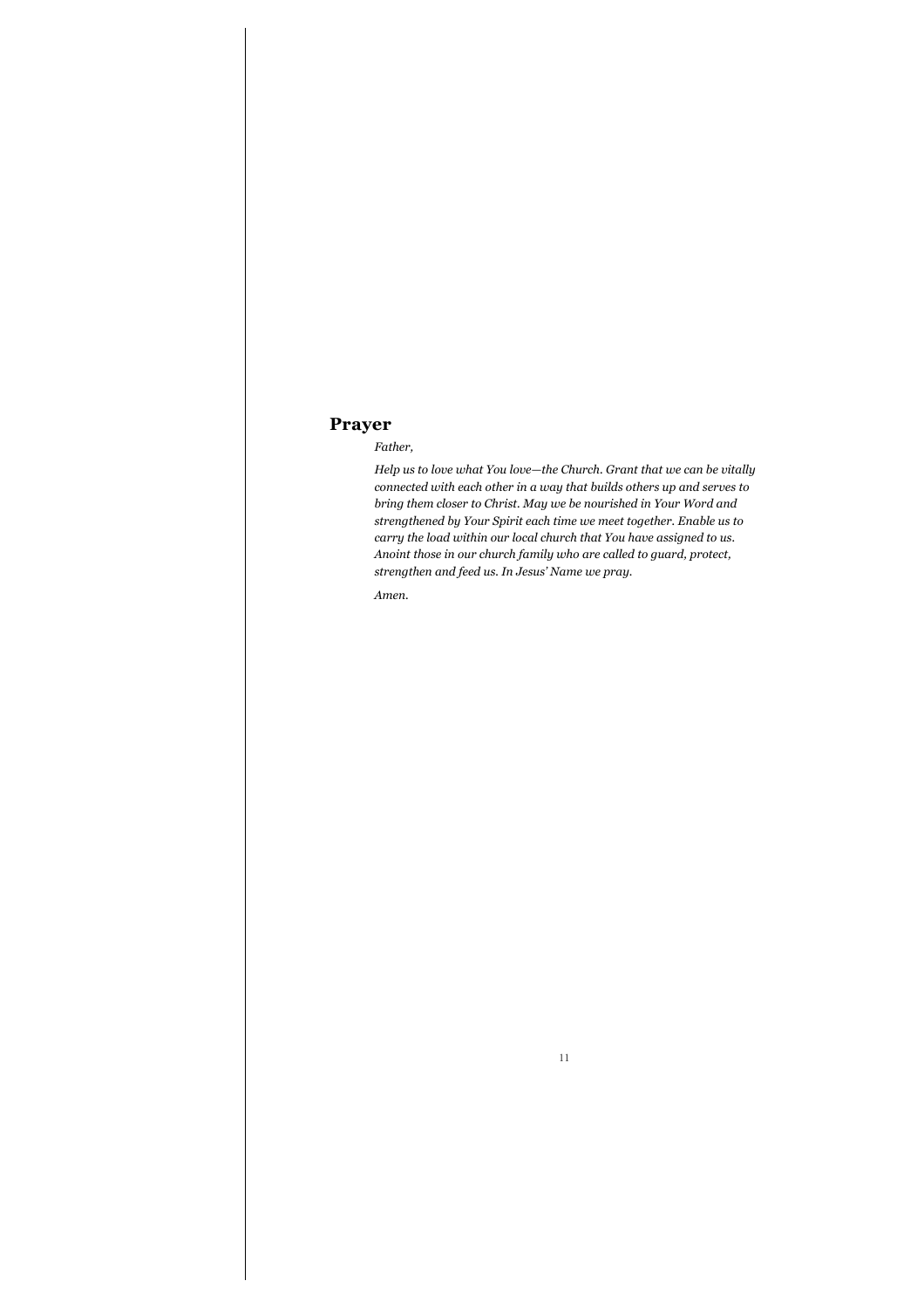## Prayer

*Father,*

*Help us to love what You love—the Church. Grant that we can be vitally connected with each other in a way that builds others up and serves to bring them closer to Christ. May we be nourished in Your Word and strengthened by Your Spirit each time we meet together. Enable us to carry the load within our local church that You have assigned to us. Anoint those in our church family who are called to guard, protect, strengthen and feed us. In Jesus' Name we pray.*

*Amen.*